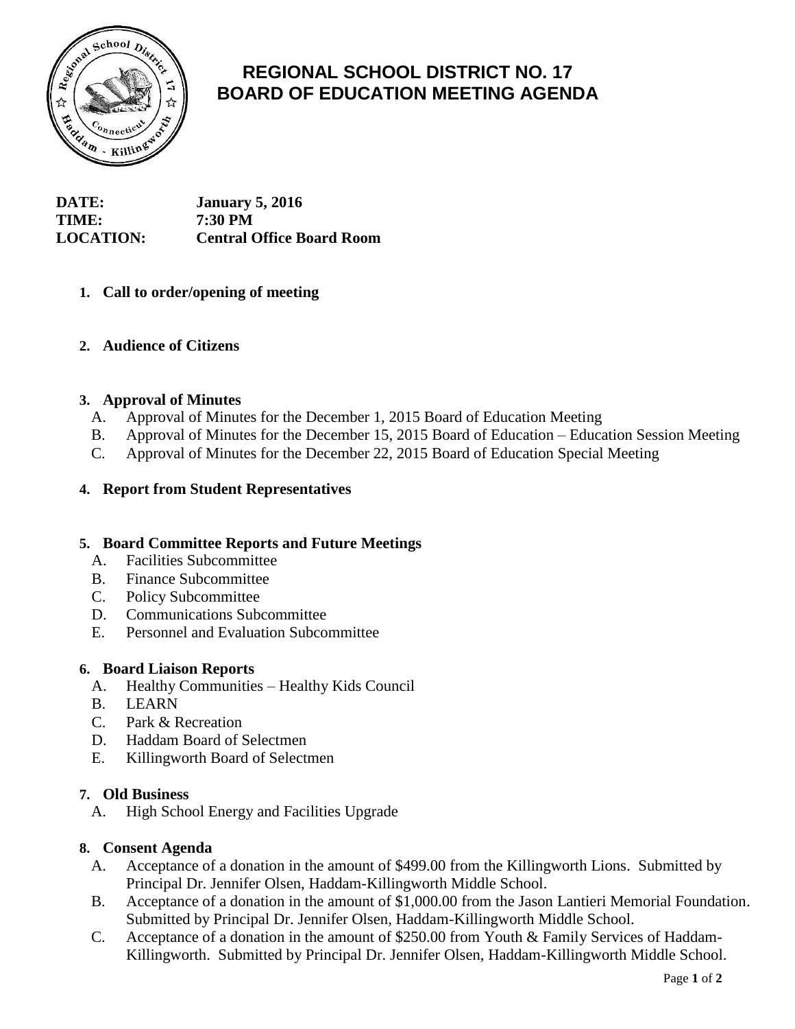# REGIONAL SCHOOL DISTRICT NO. 17
# BOARD OF EDUCATION MEETING AGENDA

**DATE:** **January 5, 2016**
**TIME:** **7:30 PM**
**LOCATION:** **Central Office Board Room**

1. **Call to order/opening of meeting**

2. **Audience of Citizens**

3. **Approval of Minutes**
   - A. Approval of Minutes for the December 1, 2015 Board of Education Meeting
   - B. Approval of Minutes for the December 15, 2015 Board of Education – Education Session Meeting
   - C. Approval of Minutes for the December 22, 2015 Board of Education Special Meeting

4. **Report from Student Representatives**

5. **Board Committee Reports and Future Meetings**
   - A. Facilities Subcommittee
   - B. Finance Subcommittee
   - C. Policy Subcommittee
   - D. Communications Subcommittee
   - E. Personnel and Evaluation Subcommittee

6. **Board Liaison Reports**
   - A. Healthy Communities – Healthy Kids Council
   - B. LEARN
   - C. Park & Recreation
   - D. Haddam Board of Selectmen
   - E. Killingworth Board of Selectmen

7. **Old Business**
   - A. High School Energy and Facilities Upgrade

8. **Consent Agenda**
   - A. Acceptance of a donation in the amount of $499.00 from the Killingworth Lions. Submitted by Principal Dr. Jennifer Olsen, Haddam-Killingworth Middle School.
   - B. Acceptance of a donation in the amount of $1,000.00 from the Jason Lantieri Memorial Foundation. Submitted by Principal Dr. Jennifer Olsen, Haddam-Killingworth Middle School.
   - C. Acceptance of a donation in the amount of $250.00 from Youth & Family Services of Haddam-Killingworth. Submitted by Principal Dr. Jennifer Olsen, Haddam-Killingworth Middle School.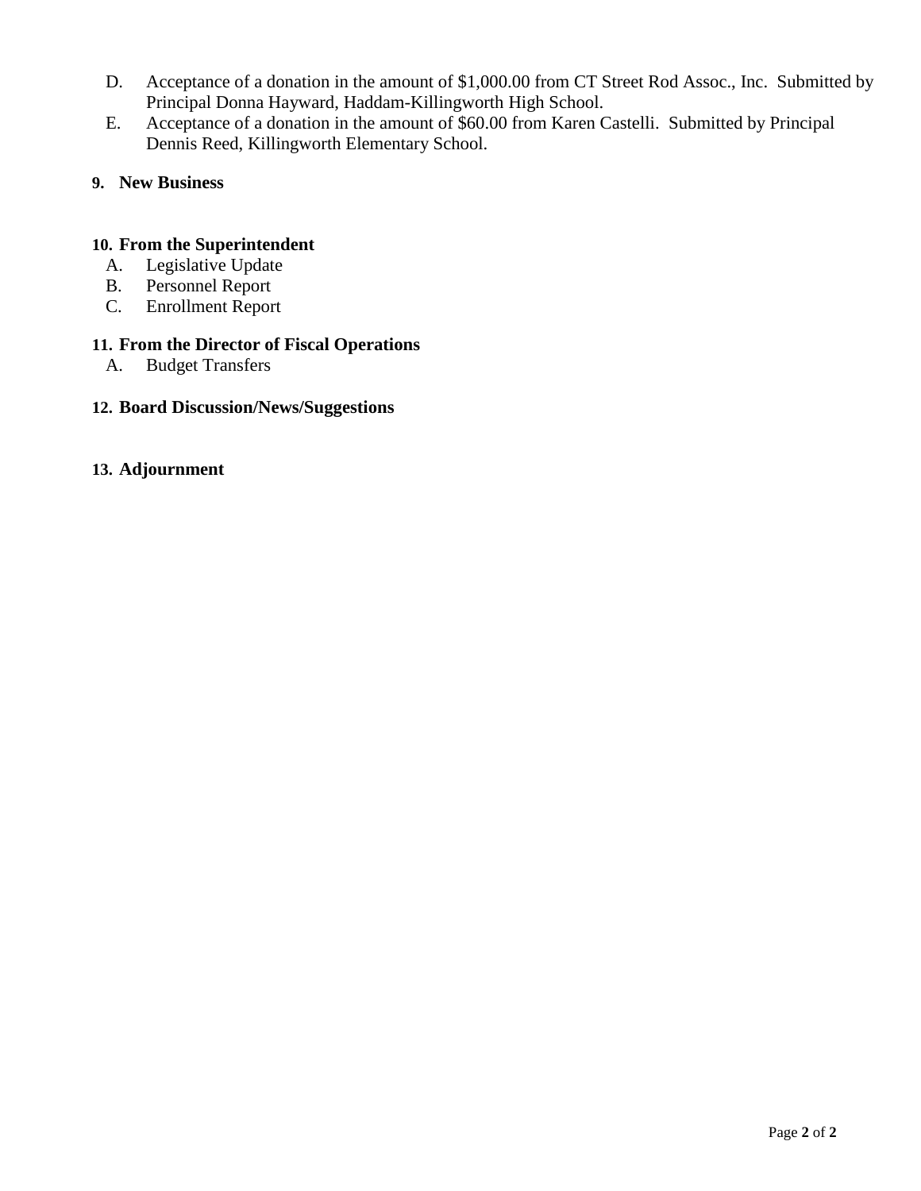D. Acceptance of a donation in the amount of $1,000.00 from CT Street Rod Assoc., Inc. Submitted by Principal Donna Hayward, Haddam-Killingworth High School.
E. Acceptance of a donation in the amount of $60.00 from Karen Castelli. Submitted by Principal Dennis Reed, Killingworth Elementary School.

**9. New Business**

**10. From the Superintendent**

A. Legislative Update
B. Personnel Report
C. Enrollment Report

**11. From the Director of Fiscal Operations**

A. Budget Transfers

**12. Board Discussion/News/Suggestions**

**13. Adjournment**